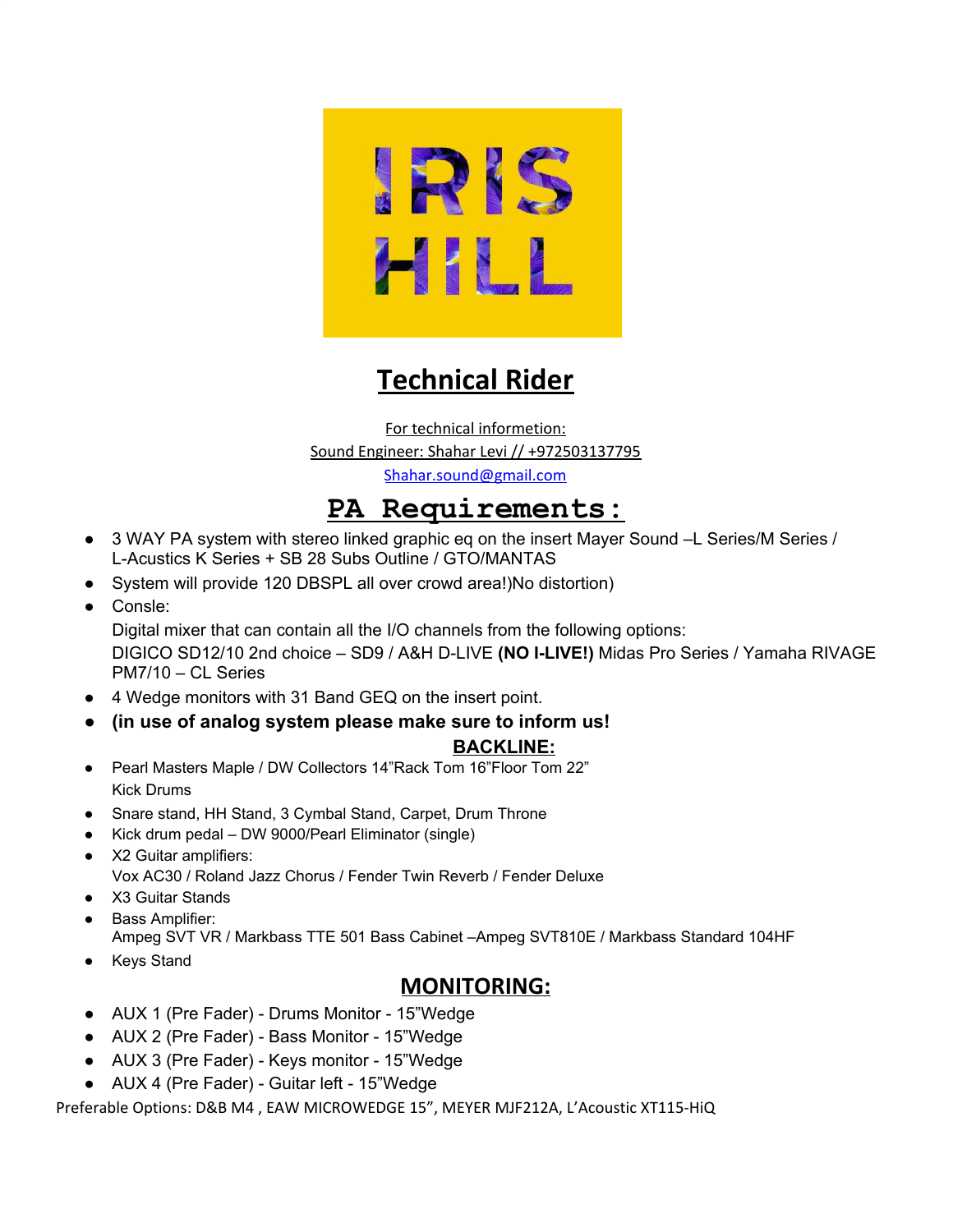IRIS HILL

# Technical Rider

For technical informetion:
Sound Engineer: Shahar Levi // +972503137795
Shahar.sound@gmail.com

## PA Requirements:

- 3 WAY PA system with stereo linked graphic eq on the insert Mayer Sound –L Series/M Series / L-Acustics K Series + SB 28 Subs Outline / GTO/MANTAS
- System will provide 120 DBSPL all over crowd area!)No distortion)
- Consle:
  Digital mixer that can contain all the I/O channels from the following options:
  DIGICO SD12/10 2nd choice – SD9 / A&H D-LIVE **(NO I-LIVE!)** Midas Pro Series / Yamaha RIVAGE PM7/10 – CL Series
- 4 Wedge monitors with 31 Band GEQ on the insert point.
- **(in use of analog system please make sure to inform us!**

## BACKLINE:

- Pearl Masters Maple / DW Collectors 14"Rack Tom 16"Floor Tom 22" Kick Drums
- Snare stand, HH Stand, 3 Cymbal Stand, Carpet, Drum Throne
- Kick drum pedal – DW 9000/Pearl Eliminator (single)
- X2 Guitar amplifiers:
  Vox AC30 / Roland Jazz Chorus / Fender Twin Reverb / Fender Deluxe
- X3 Guitar Stands
- Bass Amplifier:
  Ampeg SVT VR / Markbass TTE 501 Bass Cabinet –Ampeg SVT810E / Markbass Standard 104HF
- Keys Stand

## MONITORING:

- AUX 1 (Pre Fader) - Drums Monitor - 15"Wedge
- AUX 2 (Pre Fader) - Bass Monitor - 15"Wedge
- AUX 3 (Pre Fader) - Keys monitor - 15"Wedge
- AUX 4 (Pre Fader) - Guitar left - 15"Wedge

Preferable Options: D&B M4 , EAW MICROWEDGE 15", MEYER MJF212A, L'Acoustic XT115-HiQ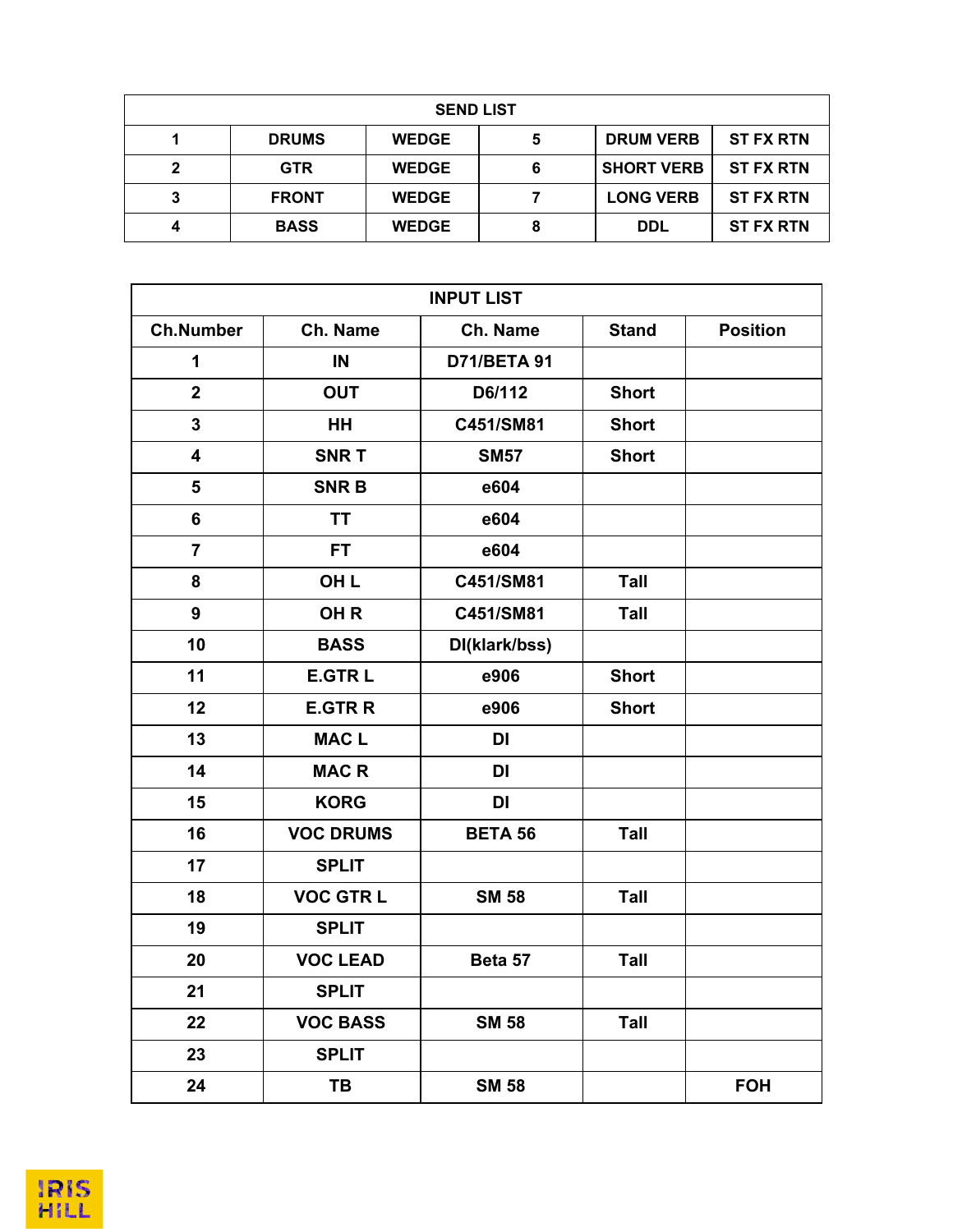| SEND LIST | | | | | |
|---|---|---|---|---|---|
| 1 | DRUMS | WEDGE | 5 | DRUM VERB | ST FX RTN |
| 2 | GTR | WEDGE | 6 | SHORT VERB | ST FX RTN |
| 3 | FRONT | WEDGE | 7 | LONG VERB | ST FX RTN |
| 4 | BASS | WEDGE | 8 | DDL | ST FX RTN |

| INPUT LIST | | | | |
|---|---|---|---|---|
| Ch.Number | Ch. Name | Ch. Name | Stand | Position |
| 1 | IN | D71/BETA 91 | | |
| 2 | OUT | D6/112 | Short | |
| 3 | HH | C451/SM81 | Short | |
| 4 | SNR T | SM57 | Short | |
| 5 | SNR B | e604 | | |
| 6 | TT | e604 | | |
| 7 | FT | e604 | | |
| 8 | OH L | C451/SM81 | Tall | |
| 9 | OH R | C451/SM81 | Tall | |
| 10 | BASS | DI(klark/bss) | | |
| 11 | E.GTR L | e906 | Short | |
| 12 | E.GTR R | e906 | Short | |
| 13 | MAC L | DI | | |
| 14 | MAC R | DI | | |
| 15 | KORG | DI | | |
| 16 | VOC DRUMS | BETA 56 | Tall | |
| 17 | SPLIT | | | |
| 18 | VOC GTR L | SM 58 | Tall | |
| 19 | SPLIT | | | |
| 20 | VOC LEAD | Beta 57 | Tall | |
| 21 | SPLIT | | | |
| 22 | VOC BASS | SM 58 | Tall | |
| 23 | SPLIT | | | |
| 24 | TB | SM 58 | | FOH |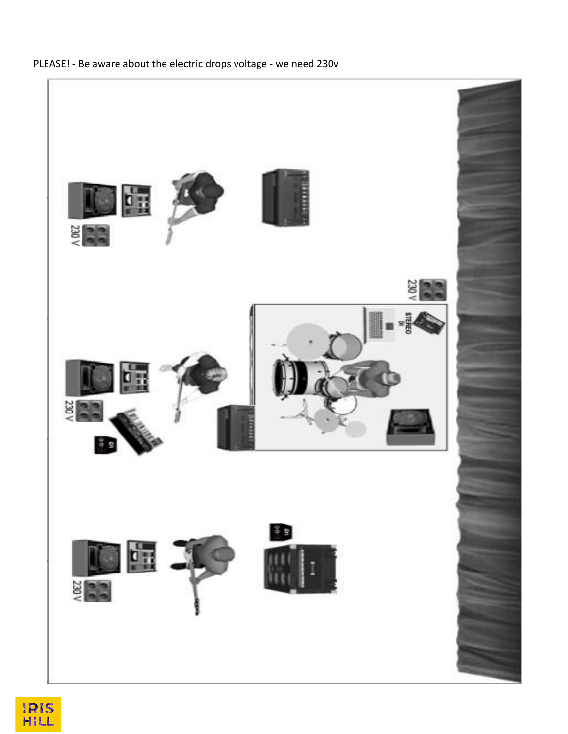PLEASE! - Be aware about the electric drops voltage - we need 230v

230 V

230 V

STEREO DI

DI

230 V

DI

230 V